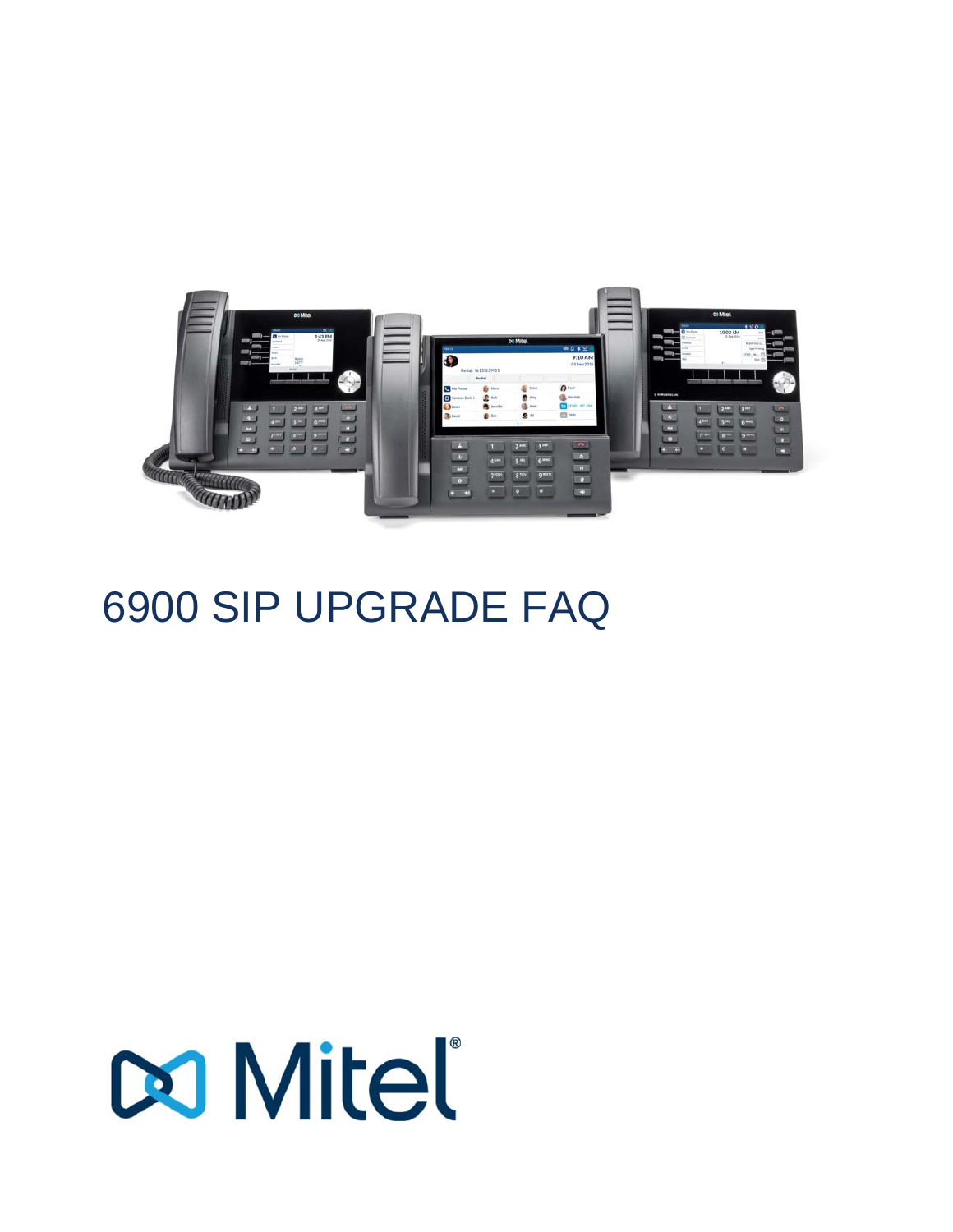# 6900 SIP UPGRADE FAQ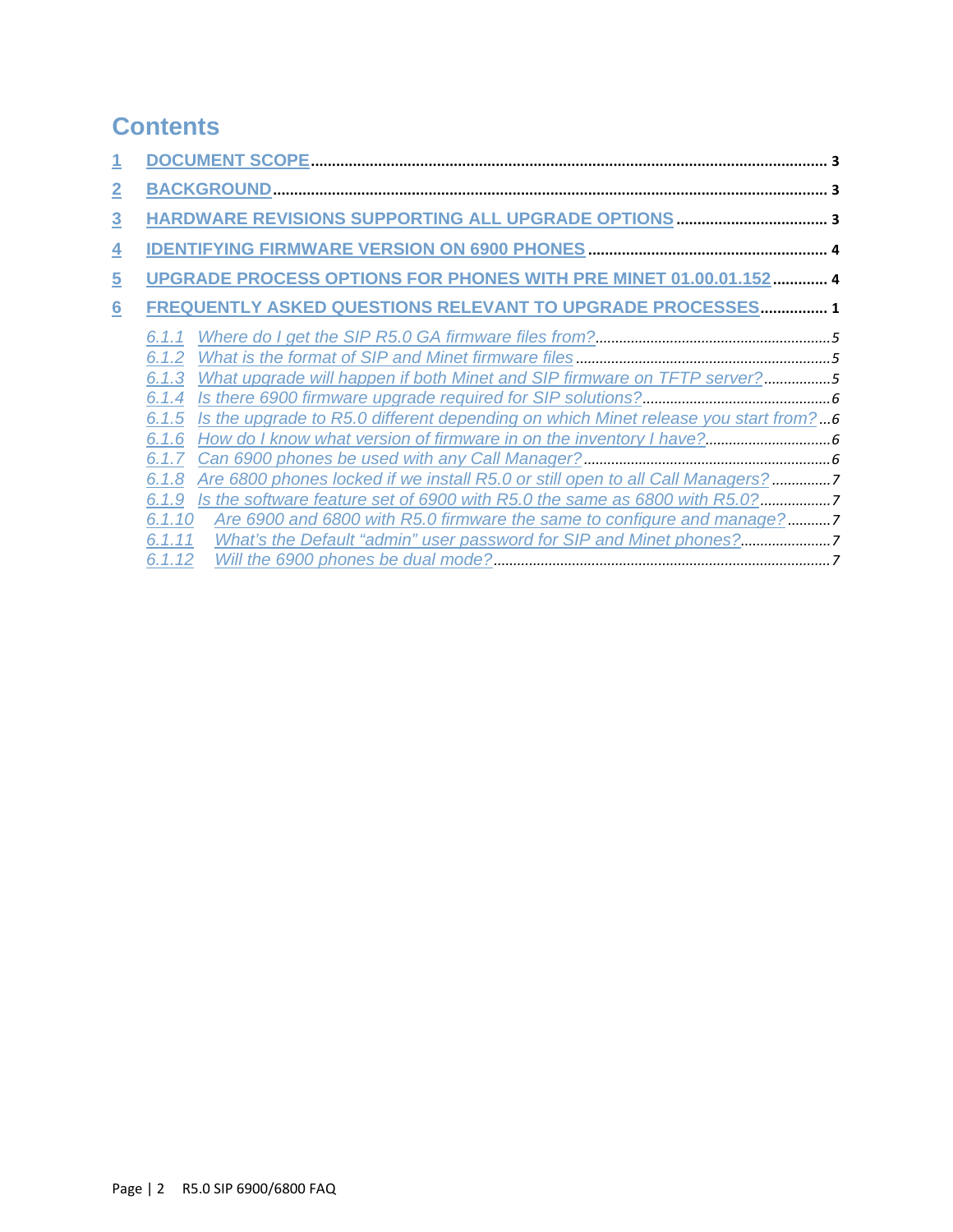# Contents

1 DOCUMENT SCOPE ........ 3
2 BACKGROUND ........ 3
3 HARDWARE REVISIONS SUPPORTING ALL UPGRADE OPTIONS ........ 3
4 IDENTIFYING FIRMWARE VERSION ON 6900 PHONES ........ 4
5 UPGRADE PROCESS OPTIONS FOR PHONES WITH PRE MINET 01.00.01.152 ........ 4
6 FREQUENTLY ASKED QUESTIONS RELEVANT TO UPGRADE PROCESSES ........ 1

- 6.1.1 Where do I get the SIP R5.0 GA firmware files from? ........ 5
- 6.1.2 What is the format of SIP and Minet firmware files ........ 5
- 6.1.3 What upgrade will happen if both Minet and SIP firmware on TFTP server? ........ 5
- 6.1.4 Is there 6900 firmware upgrade required for SIP solutions? ........ 6
- 6.1.5 Is the upgrade to R5.0 different depending on which Minet release you start from? ... 6
- 6.1.6 How do I know what version of firmware in on the inventory I have? ........ 6
- 6.1.7 Can 6900 phones be used with any Call Manager? ........ 6
- 6.1.8 Are 6800 phones locked if we install R5.0 or still open to all Call Managers? ........ 7
- 6.1.9 Is the software feature set of 6900 with R5.0 the same as 6800 with R5.0? ........ 7
- 6.1.10 Are 6900 and 6800 with R5.0 firmware the same to configure and manage? ........ 7
- 6.1.11 What's the Default "admin" user password for SIP and Minet phones? ........ 7
- 6.1.12 Will the 6900 phones be dual mode? ........ 7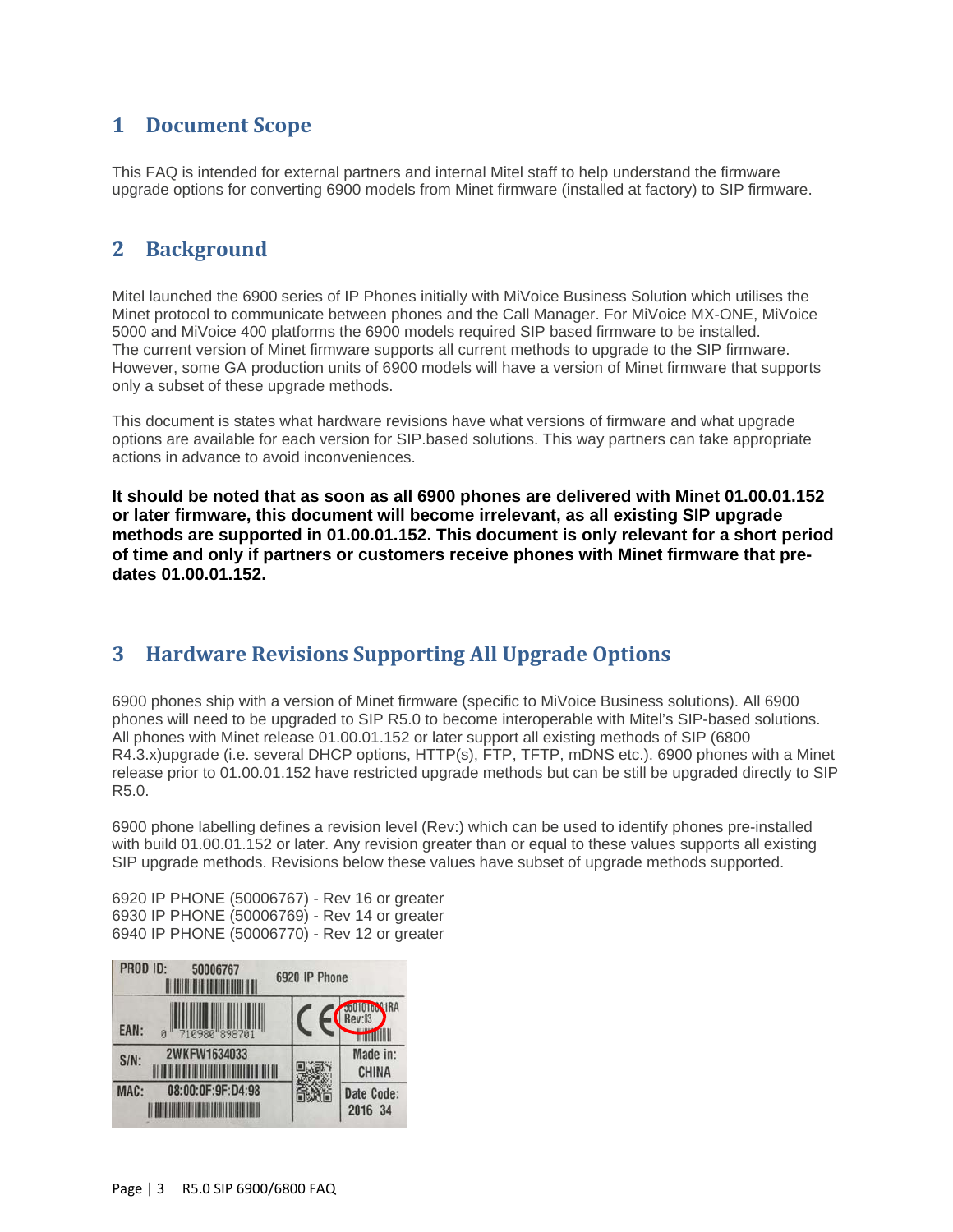# 1 Document Scope

This FAQ is intended for external partners and internal Mitel staff to help understand the firmware upgrade options for converting 6900 models from Minet firmware (installed at factory) to SIP firmware.

# 2 Background

Mitel launched the 6900 series of IP Phones initially with MiVoice Business Solution which utilises the Minet protocol to communicate between phones and the Call Manager. For MiVoice MX-ONE, MiVoice 5000 and MiVoice 400 platforms the 6900 models required SIP based firmware to be installed. The current version of Minet firmware supports all current methods to upgrade to the SIP firmware. However, some GA production units of 6900 models will have a version of Minet firmware that supports only a subset of these upgrade methods.

This document is states what hardware revisions have what versions of firmware and what upgrade options are available for each version for SIP.based solutions. This way partners can take appropriate actions in advance to avoid inconveniences.

**It should be noted that as soon as all 6900 phones are delivered with Minet 01.00.01.152 or later firmware, this document will become irrelevant, as all existing SIP upgrade methods are supported in 01.00.01.152. This document is only relevant for a short period of time and only if partners or customers receive phones with Minet firmware that pre-dates 01.00.01.152.**

# 3 Hardware Revisions Supporting All Upgrade Options

6900 phones ship with a version of Minet firmware (specific to MiVoice Business solutions). All 6900 phones will need to be upgraded to SIP R5.0 to become interoperable with Mitel's SIP-based solutions. All phones with Minet release 01.00.01.152 or later support all existing methods of SIP (6800 R4.3.x)upgrade (i.e. several DHCP options, HTTP(s), FTP, TFTP, mDNS etc.). 6900 phones with a Minet release prior to 01.00.01.152 have restricted upgrade methods but can be still be upgraded directly to SIP R5.0.

6900 phone labelling defines a revision level (Rev:) which can be used to identify phones pre-installed with build 01.00.01.152 or later. Any revision greater than or equal to these values supports all existing SIP upgrade methods. Revisions below these values have subset of upgrade methods supported.

6920 IP PHONE (50006767) - Rev 16 or greater
6930 IP PHONE (50006769) - Rev 14 or greater
6940 IP PHONE (50006770) - Rev 12 or greater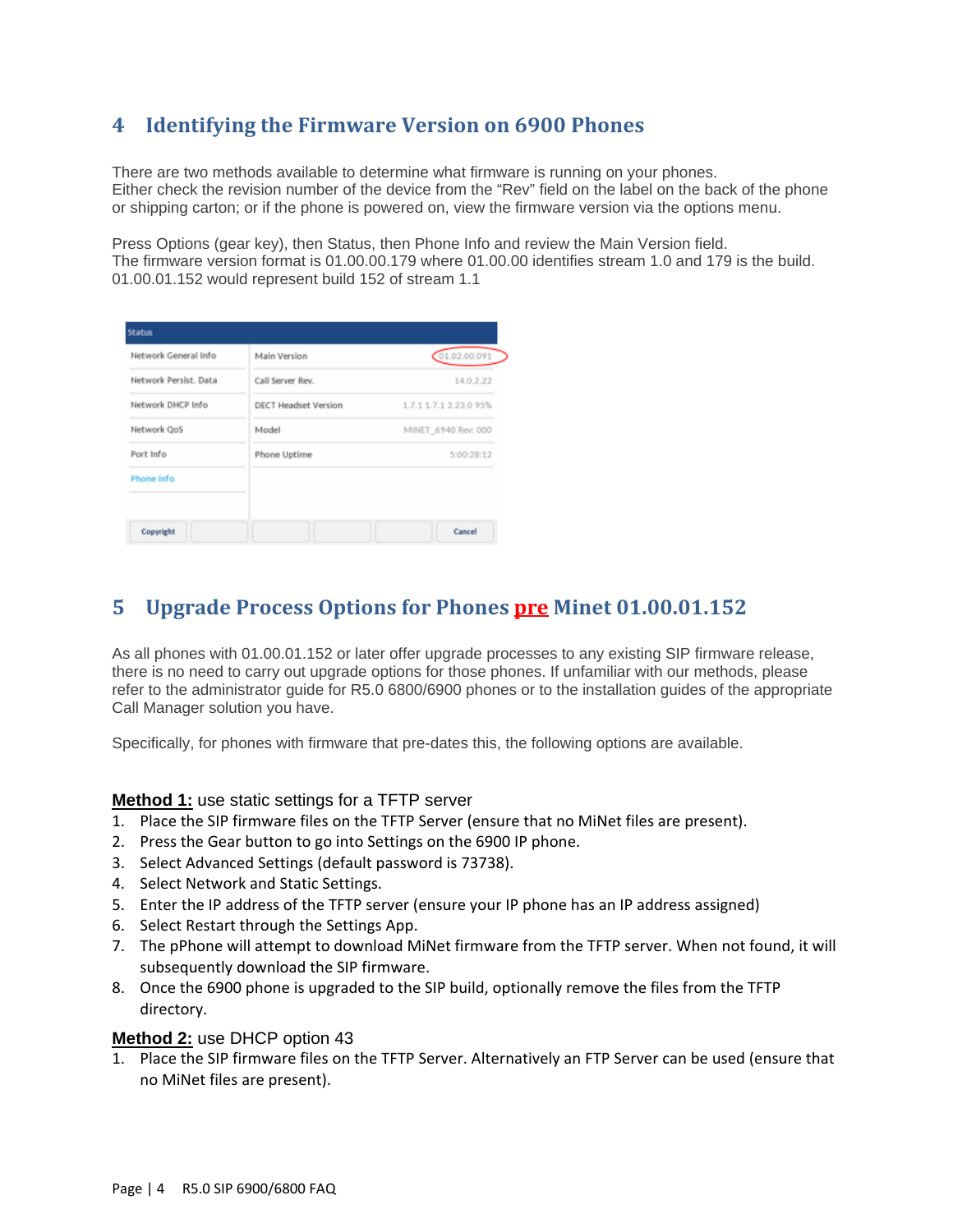## 4 Identifying the Firmware Version on 6900 Phones

There are two methods available to determine what firmware is running on your phones. Either check the revision number of the device from the "Rev" field on the label on the back of the phone or shipping carton; or if the phone is powered on, view the firmware version via the options menu.

Press Options (gear key), then Status, then Phone Info and review the Main Version field. The firmware version format is 01.00.00.179 where 01.00.00 identifies stream 1.0 and 179 is the build. 01.00.01.152 would represent build 152 of stream 1.1

| Status | | |
|---|---|---|
| Network General Info | Main Version | 01.02.00.091 |
| Network Persist. Data | Call Server Rev. | 14.0.2.22 |
| Network DHCP Info | DECT Headset Version | 1.7.1 1.7.1 2.23.0 95% |
| Network QoS | Model | MINET_6940 Rev: 000 |
| Port Info | Phone Uptime | 5:00:28:12 |
| Phone Info | | |
| Copyright | | Cancel |

## 5 Upgrade Process Options for Phones **pre** Minet 01.00.01.152

As all phones with 01.00.01.152 or later offer upgrade processes to any existing SIP firmware release, there is no need to carry out upgrade options for those phones. If unfamiliar with our methods, please refer to the administrator guide for R5.0 6800/6900 phones or to the installation guides of the appropriate Call Manager solution you have.

Specifically, for phones with firmware that pre-dates this, the following options are available.

**Method 1:** use static settings for a TFTP server

1. Place the SIP firmware files on the TFTP Server (ensure that no MiNet files are present).
2. Press the Gear button to go into Settings on the 6900 IP phone.
3. Select Advanced Settings (default password is 73738).
4. Select Network and Static Settings.
5. Enter the IP address of the TFTP server (ensure your IP phone has an IP address assigned)
6. Select Restart through the Settings App.
7. The pPhone will attempt to download MiNet firmware from the TFTP server. When not found, it will subsequently download the SIP firmware.
8. Once the 6900 phone is upgraded to the SIP build, optionally remove the files from the TFTP directory.

**Method 2:** use DHCP option 43

1. Place the SIP firmware files on the TFTP Server. Alternatively an FTP Server can be used (ensure that no MiNet files are present).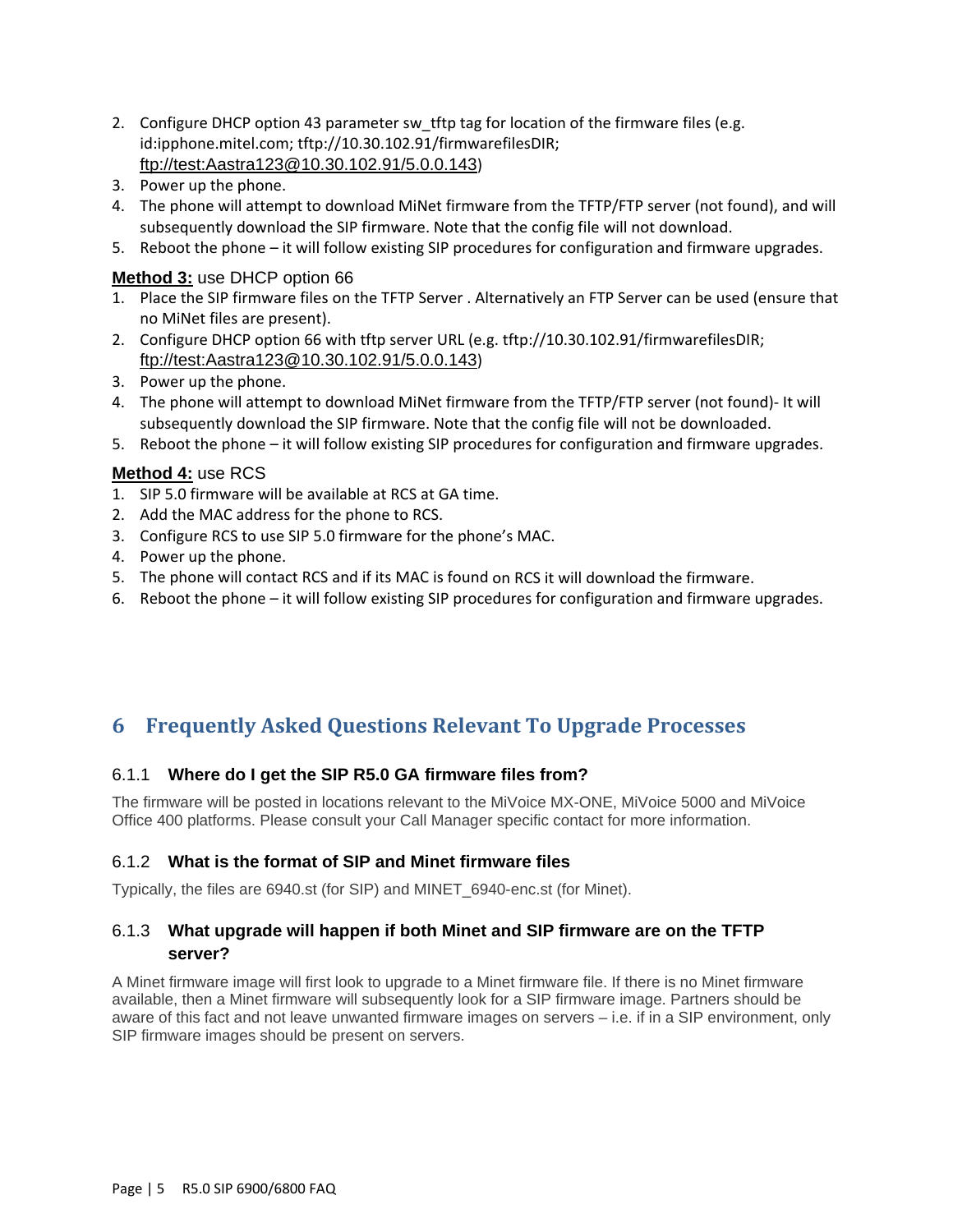2. Configure DHCP option 43 parameter sw_tftp tag for location of the firmware files (e.g. id:ipphone.mitel.com; tftp://10.30.102.91/firmwarefilesDIR; ftp://test:Aastra123@10.30.102.91/5.0.0.143)
3. Power up the phone.
4. The phone will attempt to download MiNet firmware from the TFTP/FTP server (not found), and will subsequently download the SIP firmware. Note that the config file will not download.
5. Reboot the phone – it will follow existing SIP procedures for configuration and firmware upgrades.

**Method 3:** use DHCP option 66

1. Place the SIP firmware files on the TFTP Server . Alternatively an FTP Server can be used (ensure that no MiNet files are present).
2. Configure DHCP option 66 with tftp server URL (e.g. tftp://10.30.102.91/firmwarefilesDIR; ftp://test:Aastra123@10.30.102.91/5.0.0.143)
3. Power up the phone.
4. The phone will attempt to download MiNet firmware from the TFTP/FTP server (not found)- It will subsequently download the SIP firmware. Note that the config file will not be downloaded.
5. Reboot the phone – it will follow existing SIP procedures for configuration and firmware upgrades.

**Method 4:** use RCS

1. SIP 5.0 firmware will be available at RCS at GA time.
2. Add the MAC address for the phone to RCS.
3. Configure RCS to use SIP 5.0 firmware for the phone's MAC.
4. Power up the phone.
5. The phone will contact RCS and if its MAC is found on RCS it will download the firmware.
6. Reboot the phone – it will follow existing SIP procedures for configuration and firmware upgrades.

# 6 Frequently Asked Questions Relevant To Upgrade Processes

### 6.1.1 Where do I get the SIP R5.0 GA firmware files from?

The firmware will be posted in locations relevant to the MiVoice MX-ONE, MiVoice 5000 and MiVoice Office 400 platforms. Please consult your Call Manager specific contact for more information.

### 6.1.2 What is the format of SIP and Minet firmware files

Typically, the files are 6940.st (for SIP) and MINET_6940-enc.st (for Minet).

### 6.1.3 What upgrade will happen if both Minet and SIP firmware are on the TFTP server?

A Minet firmware image will first look to upgrade to a Minet firmware file. If there is no Minet firmware available, then a Minet firmware will subsequently look for a SIP firmware image. Partners should be aware of this fact and not leave unwanted firmware images on servers – i.e. if in a SIP environment, only SIP firmware images should be present on servers.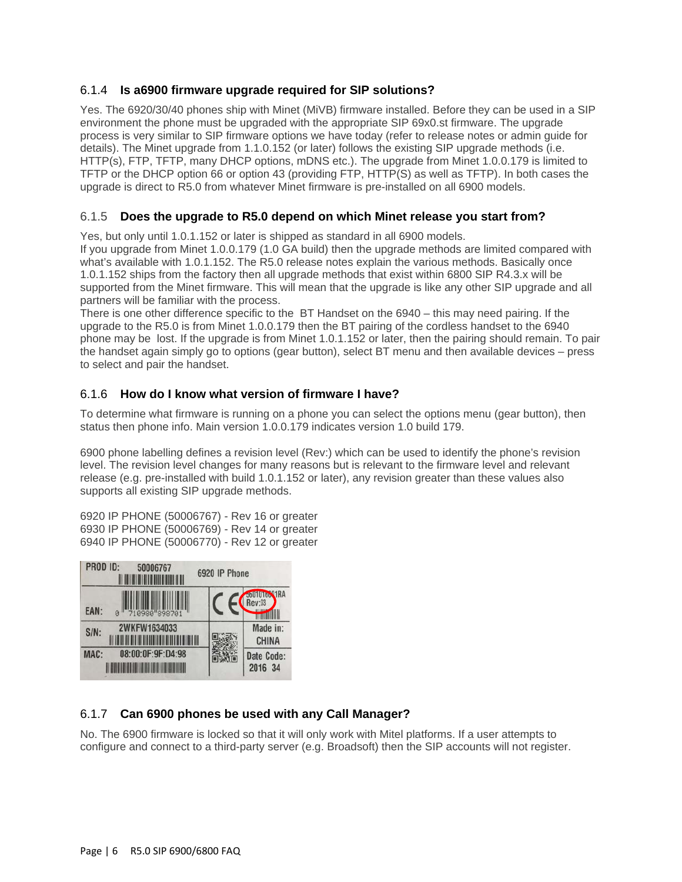### 6.1.4 Is a6900 firmware upgrade required for SIP solutions?

Yes. The 6920/30/40 phones ship with Minet (MiVB) firmware installed. Before they can be used in a SIP environment the phone must be upgraded with the appropriate SIP 69x0.st firmware. The upgrade process is very similar to SIP firmware options we have today (refer to release notes or admin guide for details). The Minet upgrade from 1.1.0.152 (or later) follows the existing SIP upgrade methods (i.e. HTTP(s), FTP, TFTP, many DHCP options, mDNS etc.). The upgrade from Minet 1.0.0.179 is limited to TFTP or the DHCP option 66 or option 43 (providing FTP, HTTP(S) as well as TFTP). In both cases the upgrade is direct to R5.0 from whatever Minet firmware is pre-installed on all 6900 models.

### 6.1.5 Does the upgrade to R5.0 depend on which Minet release you start from?

Yes, but only until 1.0.1.152 or later is shipped as standard in all 6900 models.
If you upgrade from Minet 1.0.0.179 (1.0 GA build) then the upgrade methods are limited compared with what's available with 1.0.1.152. The R5.0 release notes explain the various methods. Basically once 1.0.1.152 ships from the factory then all upgrade methods that exist within 6800 SIP R4.3.x will be supported from the Minet firmware. This will mean that the upgrade is like any other SIP upgrade and all partners will be familiar with the process.
There is one other difference specific to the BT Handset on the 6940 – this may need pairing. If the upgrade to the R5.0 is from Minet 1.0.0.179 then the BT pairing of the cordless handset to the 6940 phone may be lost. If the upgrade is from Minet 1.0.1.152 or later, then the pairing should remain. To pair the handset again simply go to options (gear button), select BT menu and then available devices – press to select and pair the handset.

### 6.1.6 How do I know what version of firmware I have?

To determine what firmware is running on a phone you can select the options menu (gear button), then status then phone info. Main version 1.0.0.179 indicates version 1.0 build 179.

6900 phone labelling defines a revision level (Rev:) which can be used to identify the phone's revision level. The revision level changes for many reasons but is relevant to the firmware level and relevant release (e.g. pre-installed with build 1.0.1.152 or later), any revision greater than these values also supports all existing SIP upgrade methods.

6920 IP PHONE (50006767) - Rev 16 or greater
6930 IP PHONE (50006769) - Rev 14 or greater
6940 IP PHONE (50006770) - Rev 12 or greater

### 6.1.7 Can 6900 phones be used with any Call Manager?

No. The 6900 firmware is locked so that it will only work with Mitel platforms. If a user attempts to configure and connect to a third-party server (e.g. Broadsoft) then the SIP accounts will not register.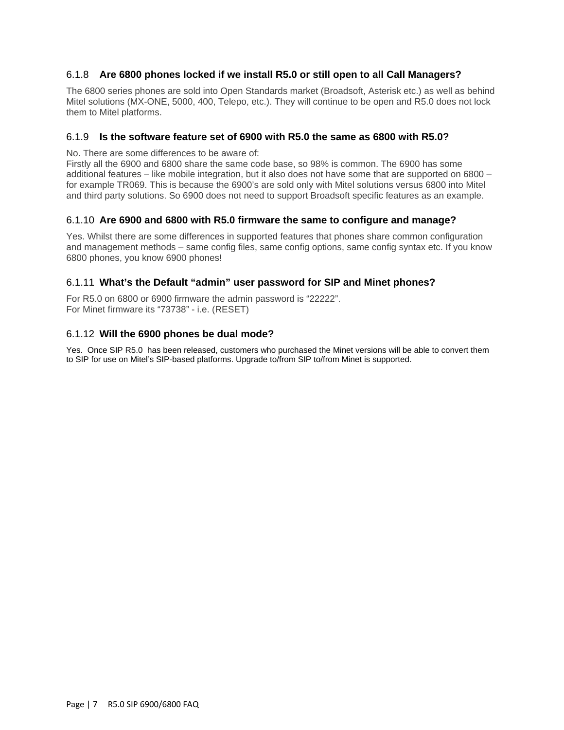### 6.1.8 Are 6800 phones locked if we install R5.0 or still open to all Call Managers?

The 6800 series phones are sold into Open Standards market (Broadsoft, Asterisk etc.) as well as behind Mitel solutions (MX-ONE, 5000, 400, Telepo, etc.). They will continue to be open and R5.0 does not lock them to Mitel platforms.

### 6.1.9 Is the software feature set of 6900 with R5.0 the same as 6800 with R5.0?

No. There are some differences to be aware of:
Firstly all the 6900 and 6800 share the same code base, so 98% is common. The 6900 has some additional features – like mobile integration, but it also does not have some that are supported on 6800 – for example TR069. This is because the 6900's are sold only with Mitel solutions versus 6800 into Mitel and third party solutions. So 6900 does not need to support Broadsoft specific features as an example.

### 6.1.10 Are 6900 and 6800 with R5.0 firmware the same to configure and manage?

Yes. Whilst there are some differences in supported features that phones share common configuration and management methods – same config files, same config options, same config syntax etc. If you know 6800 phones, you know 6900 phones!

### 6.1.11 What's the Default "admin" user password for SIP and Minet phones?

For R5.0 on 6800 or 6900 firmware the admin password is "22222".
For Minet firmware its "73738" - i.e. (RESET)

### 6.1.12 Will the 6900 phones be dual mode?

Yes. Once SIP R5.0 has been released, customers who purchased the Minet versions will be able to convert them to SIP for use on Mitel's SIP-based platforms. Upgrade to/from SIP to/from Minet is supported.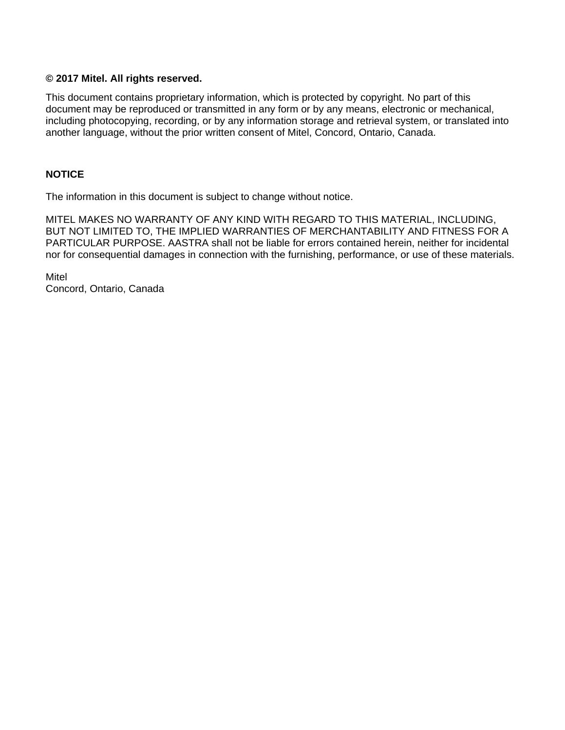**© 2017 Mitel. All rights reserved.**

This document contains proprietary information, which is protected by copyright. No part of this document may be reproduced or transmitted in any form or by any means, electronic or mechanical, including photocopying, recording, or by any information storage and retrieval system, or translated into another language, without the prior written consent of Mitel, Concord, Ontario, Canada.

**NOTICE**

The information in this document is subject to change without notice.

MITEL MAKES NO WARRANTY OF ANY KIND WITH REGARD TO THIS MATERIAL, INCLUDING, BUT NOT LIMITED TO, THE IMPLIED WARRANTIES OF MERCHANTABILITY AND FITNESS FOR A PARTICULAR PURPOSE. AASTRA shall not be liable for errors contained herein, neither for incidental nor for consequential damages in connection with the furnishing, performance, or use of these materials.

Mitel
Concord, Ontario, Canada